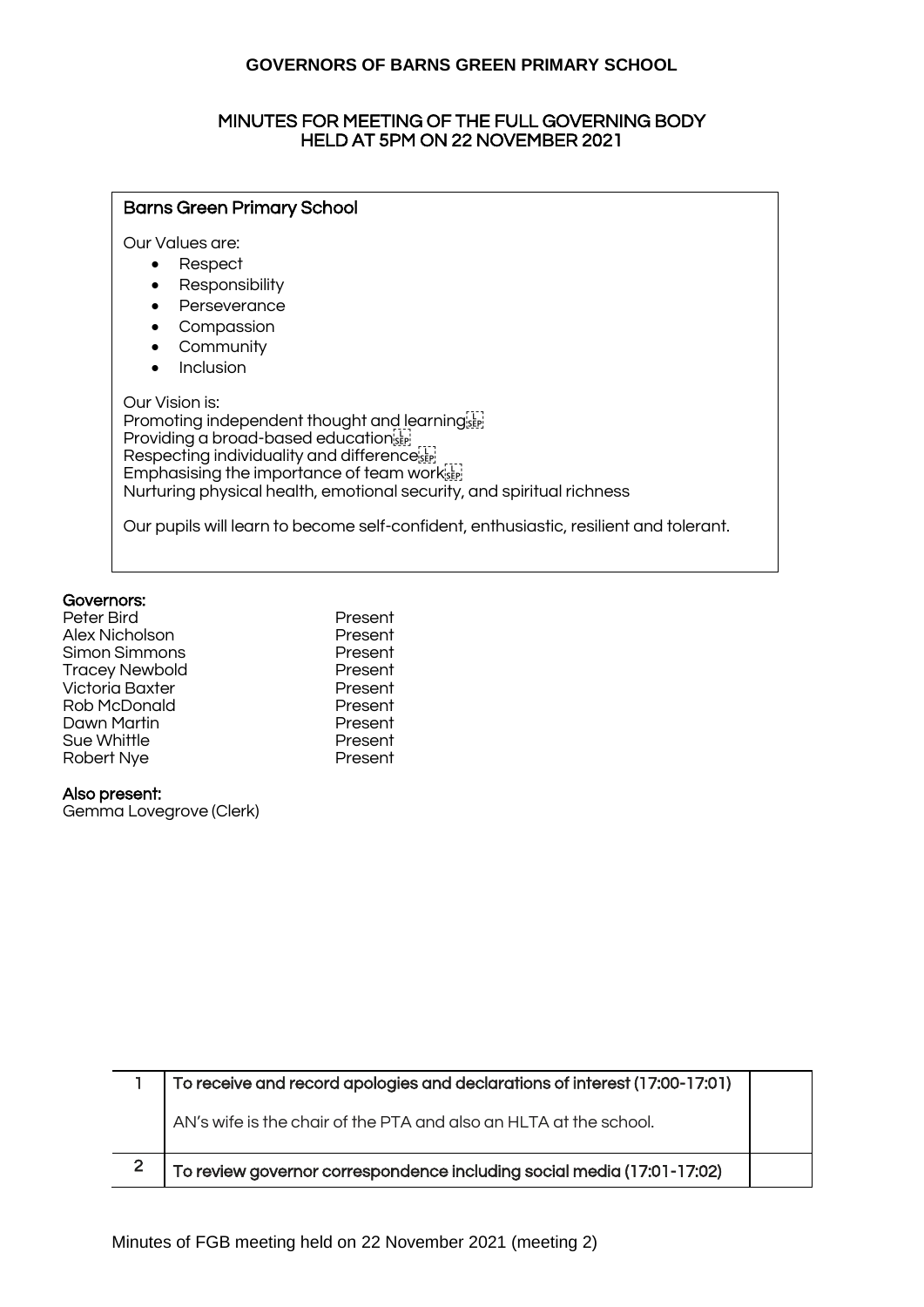**GOVERNORS OF BARNS GREEN PRIMARY SCHOOL**

# MINUTES FOR MEETING OF THE FULL GOVERNING BODY HELD AT 5PM ON 22 NOVEMBER 2021

**Barns Green Primary School**

Our Values are:

- Respect
- Responsibility
- Perseverance
- Compassion
- Community
- Inclusion

Our Vision is:
Promoting independent thought and learning
Providing a broad-based education
Respecting individuality and difference
Emphasising the importance of team work
Nurturing physical health, emotional security, and spiritual richness

Our pupils will learn to become self-confident, enthusiastic, resilient and tolerant.

**Governors:**

| | |
|---|---|
| Peter Bird | Present |
| Alex Nicholson | Present |
| Simon Simmons | Present |
| Tracey Newbold | Present |
| Victoria Baxter | Present |
| Rob McDonald | Present |
| Dawn Martin | Present |
| Sue Whittle | Present |
| Robert Nye | Present |

**Also present:**
Gemma Lovegrove (Clerk)

| | | |
|---|---|---|
| 1 | **To receive and record apologies and declarations of interest (17:00-17:01)**<br><br>AN's wife is the chair of the PTA and also an HLTA at the school. | |
| 2 | **To review governor correspondence including social media (17:01-17:02)** | |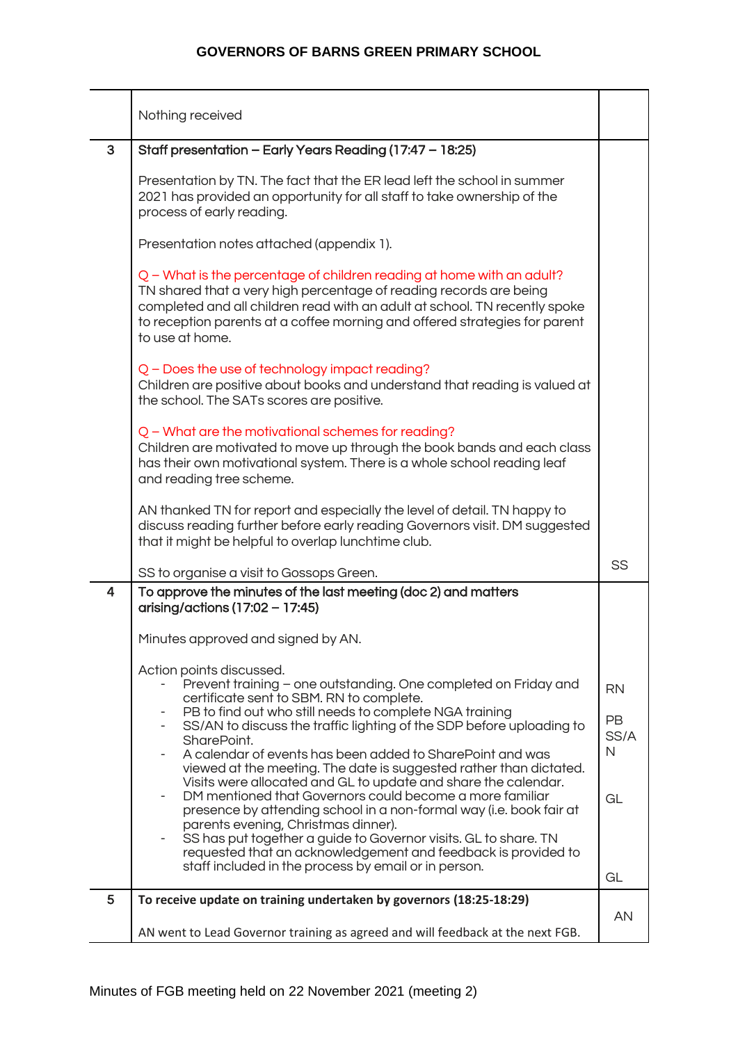| | | |
|---|---|---|
| | Nothing received | |
| 3 | **Staff presentation – Early Years Reading (17:47 – 18:25)**<br><br>Presentation by TN. The fact that the ER lead left the school in summer 2021 has provided an opportunity for all staff to take ownership of the process of early reading.<br><br>Presentation notes attached (appendix 1).<br><br>Q – What is the percentage of children reading at home with an adult?<br>TN shared that a very high percentage of reading records are being completed and all children read with an adult at school. TN recently spoke to reception parents at a coffee morning and offered strategies for parent to use at home.<br><br>Q – Does the use of technology impact reading?<br>Children are positive about books and understand that reading is valued at the school. The SATs scores are positive.<br><br>Q – What are the motivational schemes for reading?<br>Children are motivated to move up through the book bands and each class has their own motivational system. There is a whole school reading leaf and reading tree scheme.<br><br>AN thanked TN for report and especially the level of detail. TN happy to discuss reading further before early reading Governors visit. DM suggested that it might be helpful to overlap lunchtime club.<br><br>SS to organise a visit to Gossops Green. | SS |
| 4 | **To approve the minutes of the last meeting (doc 2) and matters arising/actions (17:02 – 17:45)**<br><br>Minutes approved and signed by AN.<br><br>Action points discussed.<br>- Prevent training – one outstanding. One completed on Friday and certificate sent to SBM. RN to complete.<br>- PB to find out who still needs to complete NGA training<br>- SS/AN to discuss the traffic lighting of the SDP before uploading to SharePoint.<br>- A calendar of events has been added to SharePoint and was viewed at the meeting. The date is suggested rather than dictated. Visits were allocated and GL to update and share the calendar.<br>- DM mentioned that Governors could become a more familiar presence by attending school in a non-formal way (i.e. book fair at parents evening, Christmas dinner).<br>- SS has put together a guide to Governor visits. GL to share. TN requested that an acknowledgement and feedback is provided to staff included in the process by email or in person. | RN<br><br>PB<br>SS/AN<br><br>GL<br><br><br>GL |
| 5 | **To receive update on training undertaken by governors (18:25-18:29)**<br><br>AN went to Lead Governor training as agreed and will feedback at the next FGB. | AN |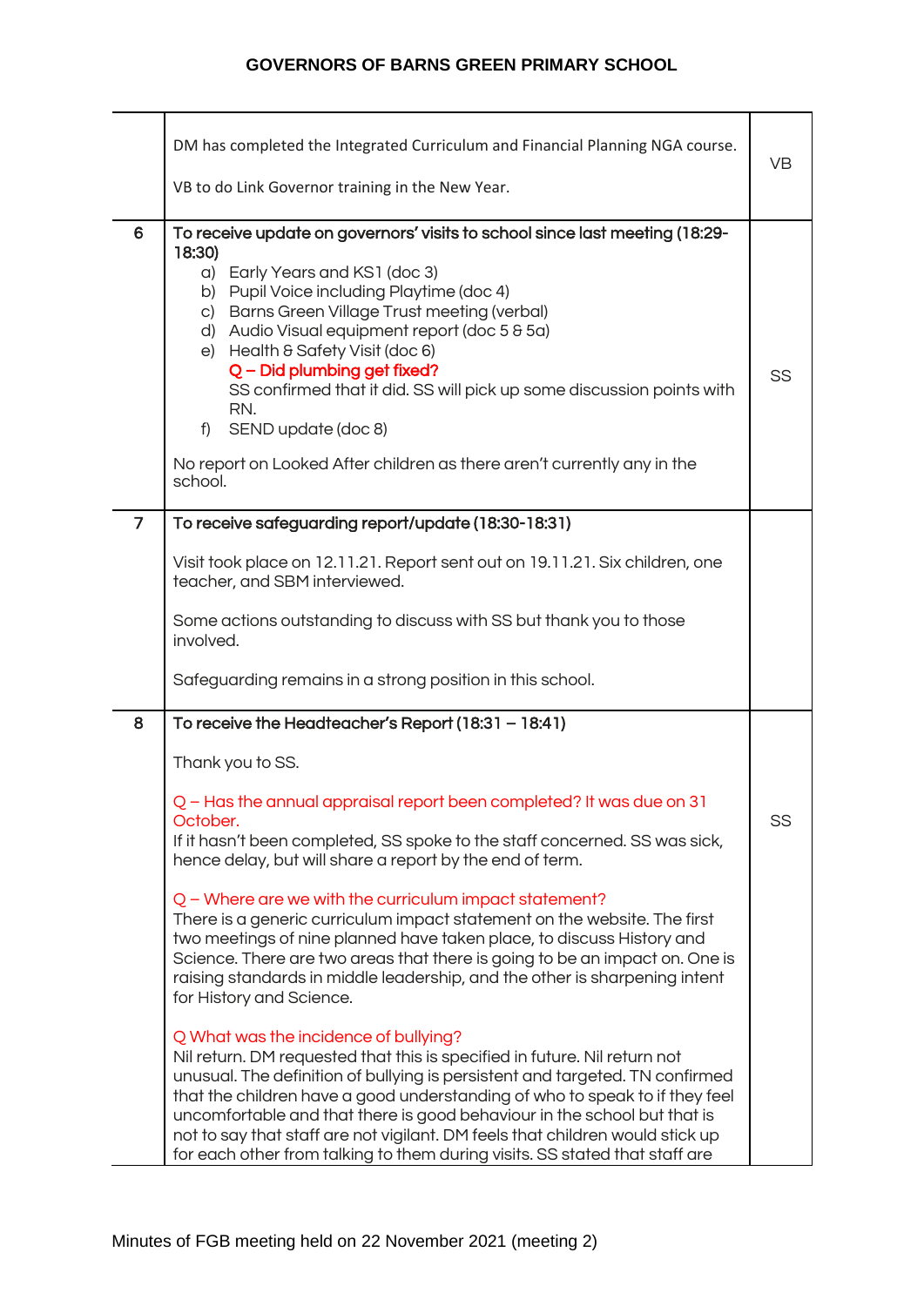| | | |
|---|---|---|
| | DM has completed the Integrated Curriculum and Financial Planning NGA course.<br><br>VB to do Link Governor training in the New Year. | VB |
| 6 | **To receive update on governors' visits to school since last meeting (18:29-18:30)**<br>a) Early Years and KS1 (doc 3)<br>b) Pupil Voice including Playtime (doc 4)<br>c) Barns Green Village Trust meeting (verbal)<br>d) Audio Visual equipment report (doc 5 & 5a)<br>e) Health & Safety Visit (doc 6)<br>Q – Did plumbing get fixed?<br>SS confirmed that it did. SS will pick up some discussion points with RN.<br>f) SEND update (doc 8)<br><br>No report on Looked After children as there aren't currently any in the school. | SS |
| 7 | **To receive safeguarding report/update (18:30-18:31)**<br><br>Visit took place on 12.11.21. Report sent out on 19.11.21. Six children, one teacher, and SBM interviewed.<br><br>Some actions outstanding to discuss with SS but thank you to those involved.<br><br>Safeguarding remains in a strong position in this school. | |
| 8 | **To receive the Headteacher's Report (18:31 – 18:41)**<br><br>Thank you to SS.<br><br>Q – Has the annual appraisal report been completed? It was due on 31 October.<br>If it hasn't been completed, SS spoke to the staff concerned. SS was sick, hence delay, but will share a report by the end of term.<br><br>Q – Where are we with the curriculum impact statement?<br>There is a generic curriculum impact statement on the website. The first two meetings of nine planned have taken place, to discuss History and Science. There are two areas that there is going to be an impact on. One is raising standards in middle leadership, and the other is sharpening intent for History and Science.<br><br>Q What was the incidence of bullying?<br>Nil return. DM requested that this is specified in future. Nil return not unusual. The definition of bullying is persistent and targeted. TN confirmed that the children have a good understanding of who to speak to if they feel uncomfortable and that there is good behaviour in the school but that is not to say that staff are not vigilant. DM feels that children would stick up for each other from talking to them during visits. SS stated that staff are | SS |

Minutes of FGB meeting held on 22 November 2021 (meeting 2)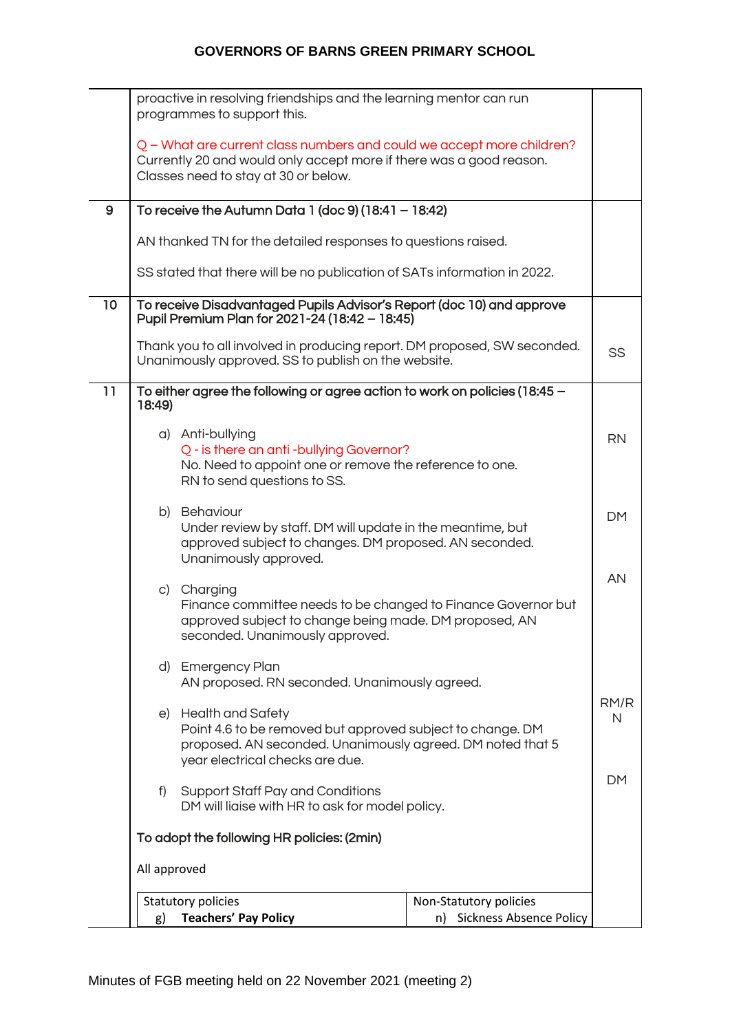| | | |
|---|---|---|
| | proactive in resolving friendships and the learning mentor can run programmes to support this.<br><br>Q – What are current class numbers and could we accept more children?<br>Currently 20 and would only accept more if there was a good reason. Classes need to stay at 30 or below. | |
| 9 | **To receive the Autumn Data 1 (doc 9) (18:41 – 18:42)**<br><br>AN thanked TN for the detailed responses to questions raised.<br><br>SS stated that there will be no publication of SATs information in 2022. | |
| 10 | **To receive Disadvantaged Pupils Advisor's Report (doc 10) and approve Pupil Premium Plan for 2021-24 (18:42 – 18:45)**<br><br>Thank you to all involved in producing report. DM proposed, SW seconded. Unanimously approved. SS to publish on the website. | SS |
| 11 | **To either agree the following or agree action to work on policies (18:45 – 18:49)**<br><br>a) Anti-bullying<br>Q - is there an anti -bullying Governor?<br>No. Need to appoint one or remove the reference to one.<br>RN to send questions to SS.<br><br>b) Behaviour<br>Under review by staff. DM will update in the meantime, but approved subject to changes. DM proposed. AN seconded. Unanimously approved.<br><br>c) Charging<br>Finance committee needs to be changed to Finance Governor but approved subject to change being made. DM proposed, AN seconded. Unanimously approved.<br><br>d) Emergency Plan<br>AN proposed. RN seconded. Unanimously agreed.<br><br>e) Health and Safety<br>Point 4.6 to be removed but approved subject to change. DM proposed. AN seconded. Unanimously agreed. DM noted that 5 year electrical checks are due.<br><br>f) Support Staff Pay and Conditions<br>DM will liaise with HR to ask for model policy.<br><br>**To adopt the following HR policies: (2min)**<br><br>All approved<br><br>Statutory policies: g) **Teachers' Pay Policy**<br>Non-Statutory policies: n) Sickness Absence Policy | RN<br><br>DM<br><br>AN<br><br>RM/RN<br><br>DM |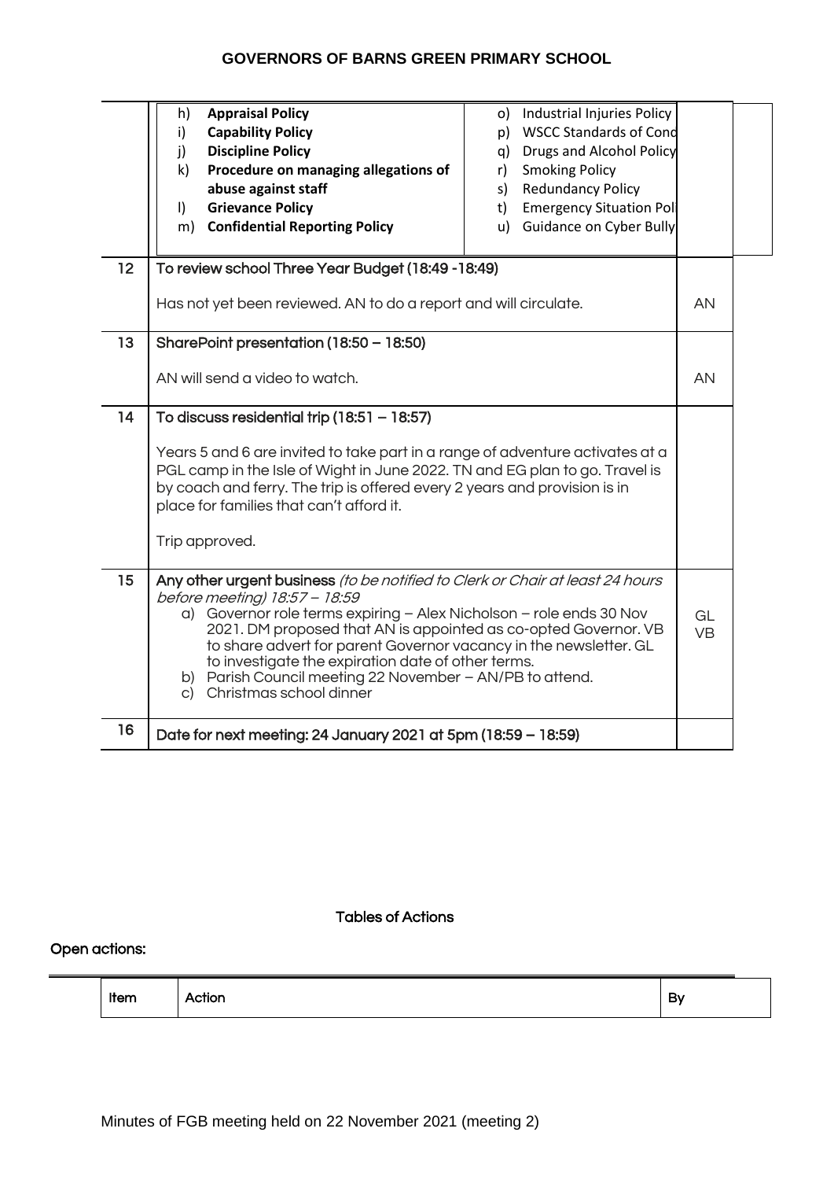| | | | |
|---|---|---|---|
| | h) **Appraisal Policy**<br>i) **Capability Policy**<br>j) **Discipline Policy**<br>k) **Procedure on managing allegations of abuse against staff**<br>l) **Grievance Policy**<br>m) **Confidential Reporting Policy** | o) Industrial Injuries Policy<br>p) WSCC Standards of Cond<br>q) Drugs and Alcohol Policy<br>r) Smoking Policy<br>s) Redundancy Policy<br>t) Emergency Situation Pol<br>u) Guidance on Cyber Bully | |
| 12 | To review school Three Year Budget (18:49 -18:49)<br><br>Has not yet been reviewed. AN to do a report and will circulate. | | AN |
| 13 | SharePoint presentation (18:50 – 18:50)<br><br>AN will send a video to watch. | | AN |
| 14 | To discuss residential trip (18:51 – 18:57)<br><br>Years 5 and 6 are invited to take part in a range of adventure activates at a PGL camp in the Isle of Wight in June 2022. TN and EG plan to go. Travel is by coach and ferry. The trip is offered every 2 years and provision is in place for families that can't afford it.<br><br>Trip approved. | | |
| 15 | Any other urgent business *(to be notified to Clerk or Chair at least 24 hours before meeting) 18:57 – 18:59*<br>a) Governor role terms expiring – Alex Nicholson – role ends 30 Nov 2021. DM proposed that AN is appointed as co-opted Governor. VB to share advert for parent Governor vacancy in the newsletter. GL to investigate the expiration date of other terms.<br>b) Parish Council meeting 22 November – AN/PB to attend.<br>c) Christmas school dinner | | GL<br>VB |
| 16 | Date for next meeting: 24 January 2021 at 5pm (18:59 – 18:59) | | |

Tables of Actions

Open actions:

| Item | Action | By |
|---|---|---|

Minutes of FGB meeting held on 22 November 2021 (meeting 2)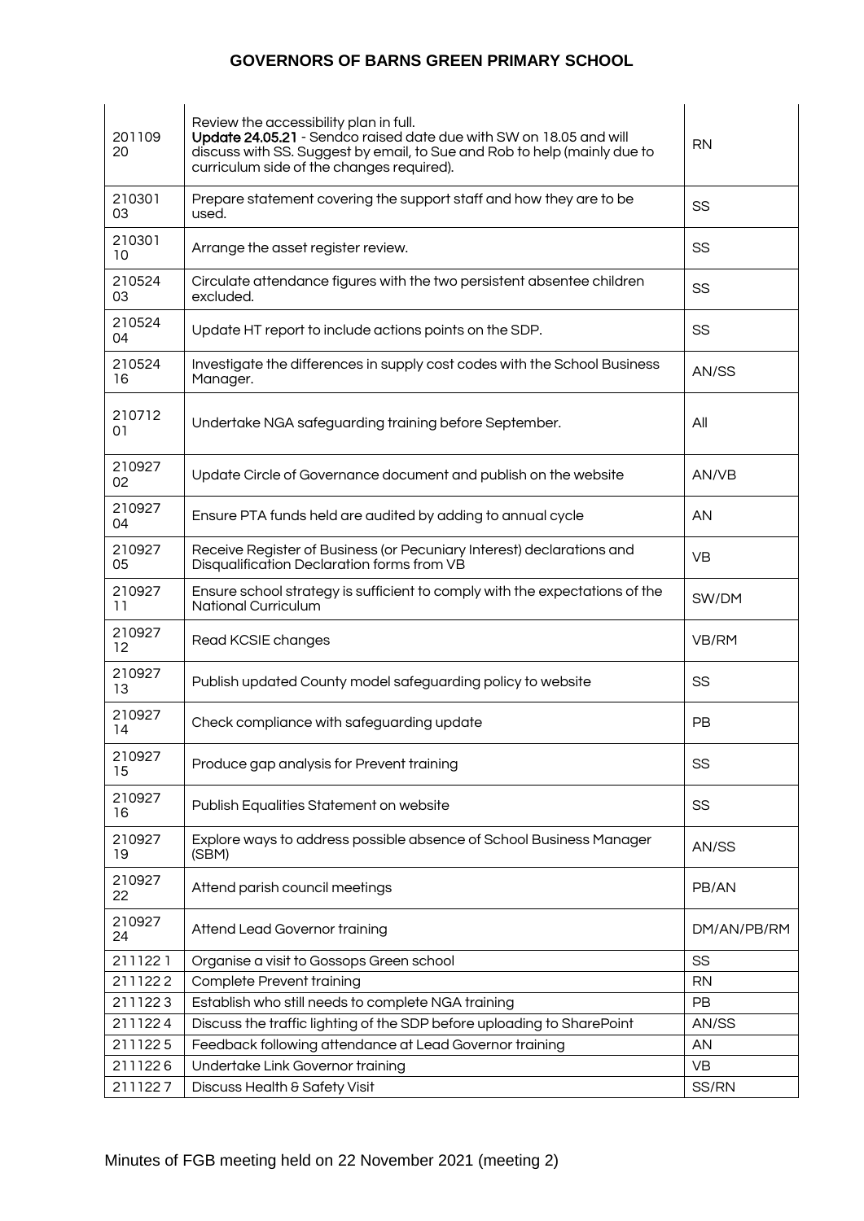| | | |
|---|---|---|
| 20110920 | Review the accessibility plan in full.<br>**Update 24.05.21** - Sendco raised date due with SW on 18.05 and will discuss with SS. Suggest by email, to Sue and Rob to help (mainly due to curriculum side of the changes required). | RN |
| 21030103 | Prepare statement covering the support staff and how they are to be used. | SS |
| 21030110 | Arrange the asset register review. | SS |
| 21052403 | Circulate attendance figures with the two persistent absentee children excluded. | SS |
| 21052404 | Update HT report to include actions points on the SDP. | SS |
| 21052416 | Investigate the differences in supply cost codes with the School Business Manager. | AN/SS |
| 21071201 | Undertake NGA safeguarding training before September. | All |
| 21092702 | Update Circle of Governance document and publish on the website | AN/VB |
| 21092704 | Ensure PTA funds held are audited by adding to annual cycle | AN |
| 21092705 | Receive Register of Business (or Pecuniary Interest) declarations and Disqualification Declaration forms from VB | VB |
| 21092711 | Ensure school strategy is sufficient to comply with the expectations of the National Curriculum | SW/DM |
| 21092712 | Read KCSIE changes | VB/RM |
| 21092713 | Publish updated County model safeguarding policy to website | SS |
| 21092714 | Check compliance with safeguarding update | PB |
| 21092715 | Produce gap analysis for Prevent training | SS |
| 21092716 | Publish Equalities Statement on website | SS |
| 21092719 | Explore ways to address possible absence of School Business Manager (SBM) | AN/SS |
| 21092722 | Attend parish council meetings | PB/AN |
| 21092724 | Attend Lead Governor training | DM/AN/PB/RM |
| 2111221 | Organise a visit to Gossops Green school | SS |
| 2111222 | Complete Prevent training | RN |
| 2111223 | Establish who still needs to complete NGA training | PB |
| 2111224 | Discuss the traffic lighting of the SDP before uploading to SharePoint | AN/SS |
| 2111225 | Feedback following attendance at Lead Governor training | AN |
| 2111226 | Undertake Link Governor training | VB |
| 2111227 | Discuss Health & Safety Visit | SS/RN |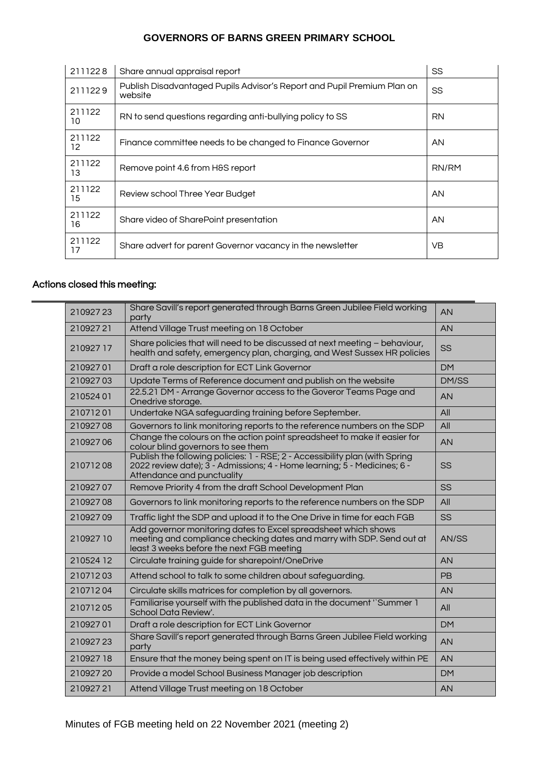| | | |
|---|---|---|
| 211122 8 | Share annual appraisal report | SS |
| 211122 9 | Publish Disadvantaged Pupils Advisor's Report and Pupil Premium Plan on website | SS |
| 211122 10 | RN to send questions regarding anti-bullying policy to SS | RN |
| 211122 12 | Finance committee needs to be changed to Finance Governor | AN |
| 211122 13 | Remove point 4.6 from H&S report | RN/RM |
| 211122 15 | Review school Three Year Budget | AN |
| 211122 16 | Share video of SharePoint presentation | AN |
| 211122 17 | Share advert for parent Governor vacancy in the newsletter | VB |

## Actions closed this meeting:

| | | |
|---|---|---|
| 210927 23 | Share Savill's report generated through Barns Green Jubilee Field working party | AN |
| 210927 21 | Attend Village Trust meeting on 18 October | AN |
| 210927 17 | Share policies that will need to be discussed at next meeting – behaviour, health and safety, emergency plan, charging, and West Sussex HR policies | SS |
| 210927 01 | Draft a role description for ECT Link Governor | DM |
| 210927 03 | Update Terms of Reference document and publish on the website | DM/SS |
| 210524 01 | 22.5.21 DM - Arrange Governor access to the Goveror Teams Page and Onedrive storage. | AN |
| 210712 01 | Undertake NGA safeguarding training before September. | All |
| 210927 08 | Governors to link monitoring reports to the reference numbers on the SDP | All |
| 210927 06 | Change the colours on the action point spreadsheet to make it easier for colour blind governors to see them | AN |
| 210712 08 | Publish the following policies: 1 - RSE; 2 - Accessibility plan (with Spring 2022 review date); 3 - Admissions; 4 - Home learning; 5 - Medicines; 6 - Attendance and punctuality | SS |
| 210927 07 | Remove Priority 4 from the draft School Development Plan | SS |
| 210927 08 | Governors to link monitoring reports to the reference numbers on the SDP | All |
| 210927 09 | Traffic light the SDP and upload it to the One Drive in time for each FGB | SS |
| 210927 10 | Add governor monitoring dates to Excel spreadsheet which shows meeting and compliance checking dates and marry with SDP. Send out at least 3 weeks before the next FGB meeting | AN/SS |
| 210524 12 | Circulate training guide for sharepoint/OneDrive | AN |
| 210712 03 | Attend school to talk to some children about safeguarding. | PB |
| 210712 04 | Circulate skills matrices for completion by all governors. | AN |
| 210712 05 | Familiarise yourself with the published data in the document '`Summer 1 School Data Review'. | All |
| 210927 01 | Draft a role description for ECT Link Governor | DM |
| 210927 23 | Share Savill's report generated through Barns Green Jubilee Field working party | AN |
| 210927 18 | Ensure that the money being spent on IT is being used effectively within PE | AN |
| 210927 20 | Provide a model School Business Manager job description | DM |
| 210927 21 | Attend Village Trust meeting on 18 October | AN |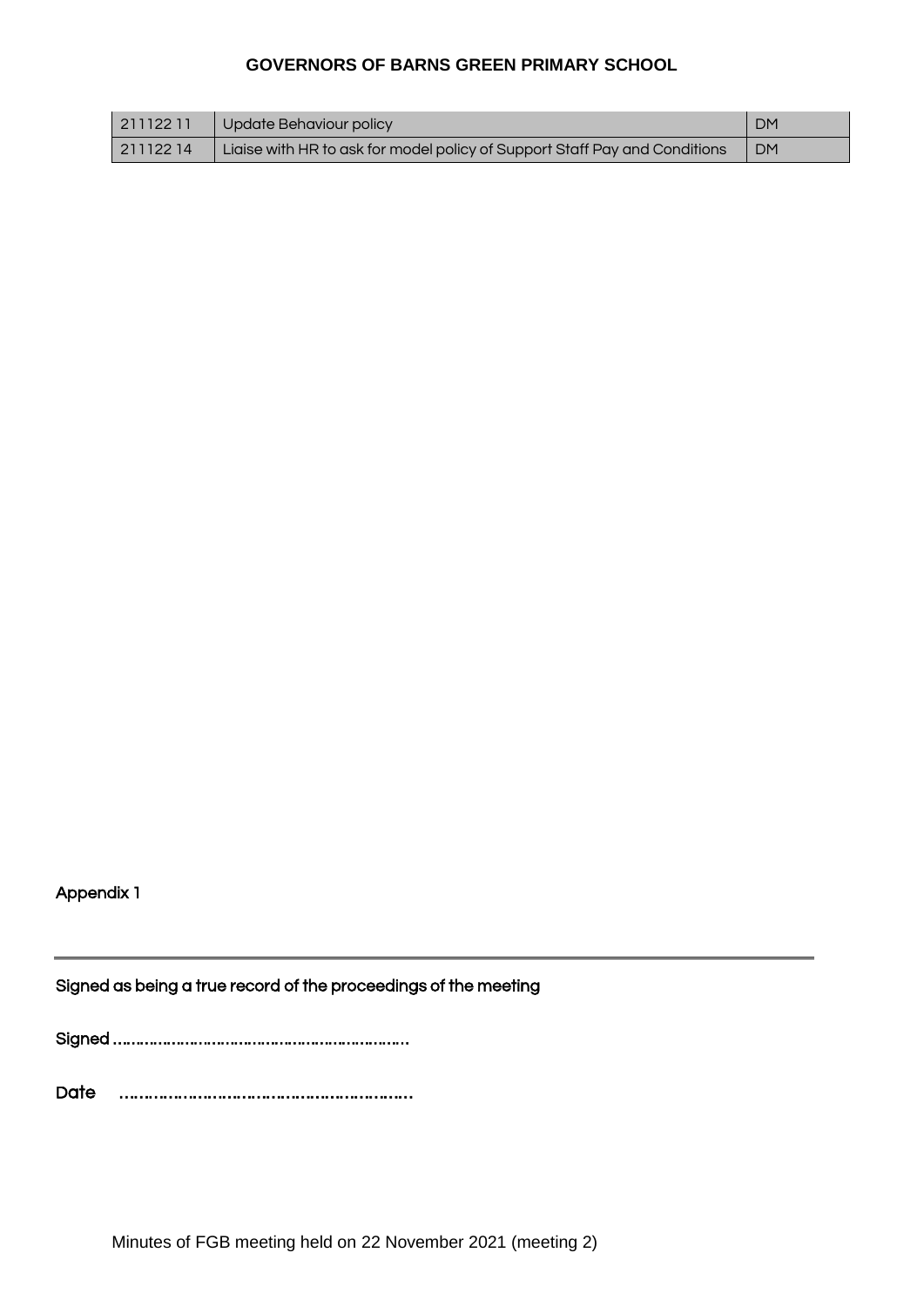| | | |
|---|---|---|
| 211122 11 | Update Behaviour policy | DM |
| 211122 14 | Liaise with HR to ask for model policy of Support Staff Pay and Conditions | DM |

Appendix 1

---

Signed as being a true record of the proceedings of the meeting

Signed ……………………………………………………….

Date ……………………………………………………….